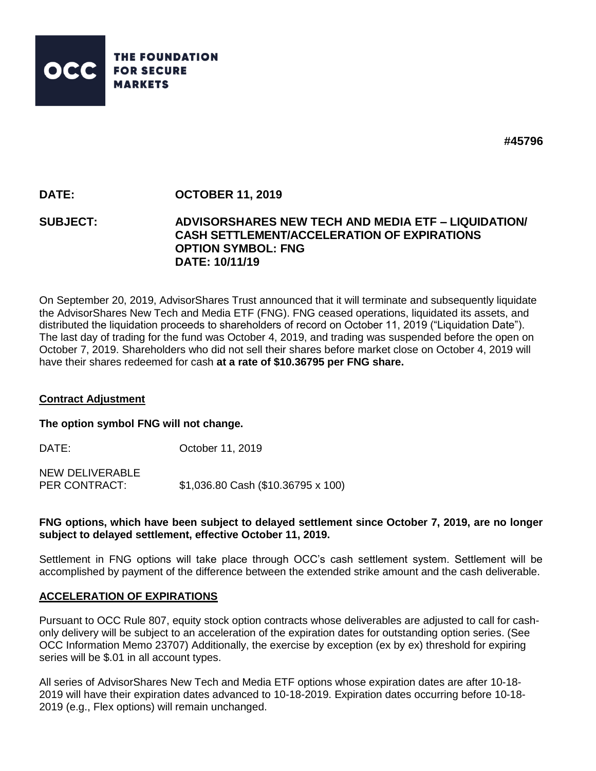**OCC** THE FOUNDATION FOR SECURE MARKETS

**#45796**

**DATE:** **OCTOBER 11, 2019**

**SUBJECT:** **ADVISORSHARES NEW TECH AND MEDIA ETF – LIQUIDATION/ CASH SETTLEMENT/ACCELERATION OF EXPIRATIONS**
**OPTION SYMBOL: FNG**
**DATE: 10/11/19**

On September 20, 2019, AdvisorShares Trust announced that it will terminate and subsequently liquidate the AdvisorShares New Tech and Media ETF (FNG). FNG ceased operations, liquidated its assets, and distributed the liquidation proceeds to shareholders of record on October 11, 2019 ("Liquidation Date"). The last day of trading for the fund was October 4, 2019, and trading was suspended before the open on October 7, 2019. Shareholders who did not sell their shares before market close on October 4, 2019 will have their shares redeemed for cash **at a rate of $10.36795 per FNG share.**

## Contract Adjustment

**The option symbol FNG will not change.**

DATE: October 11, 2019

NEW DELIVERABLE PER CONTRACT: $1,036.80 Cash ($10.36795 x 100)

**FNG options, which have been subject to delayed settlement since October 7, 2019, are no longer subject to delayed settlement, effective October 11, 2019.**

Settlement in FNG options will take place through OCC's cash settlement system. Settlement will be accomplished by payment of the difference between the extended strike amount and the cash deliverable.

## ACCELERATION OF EXPIRATIONS

Pursuant to OCC Rule 807, equity stock option contracts whose deliverables are adjusted to call for cash-only delivery will be subject to an acceleration of the expiration dates for outstanding option series. (See OCC Information Memo 23707) Additionally, the exercise by exception (ex by ex) threshold for expiring series will be $.01 in all account types.

All series of AdvisorShares New Tech and Media ETF options whose expiration dates are after 10-18-2019 will have their expiration dates advanced to 10-18-2019. Expiration dates occurring before 10-18-2019 (e.g., Flex options) will remain unchanged.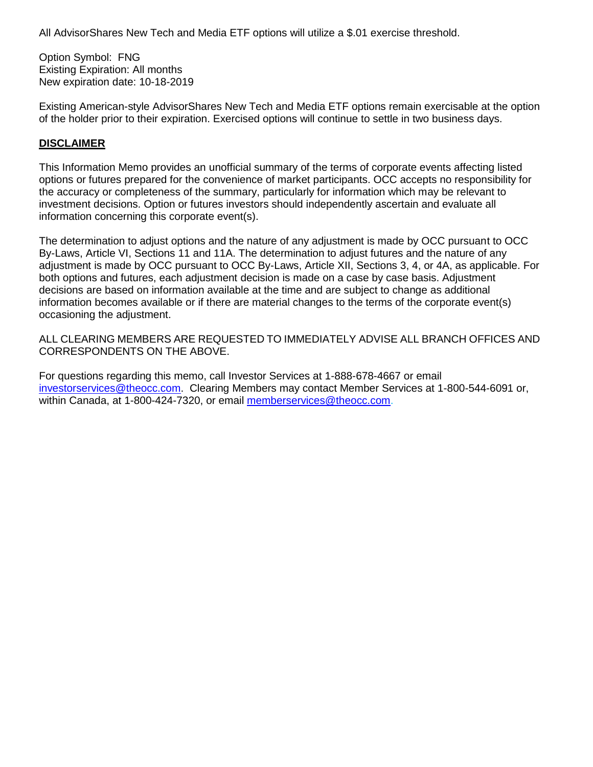All AdvisorShares New Tech and Media ETF options will utilize a $.01 exercise threshold.

Option Symbol: FNG
Existing Expiration: All months
New expiration date: 10-18-2019

Existing American-style AdvisorShares New Tech and Media ETF options remain exercisable at the option of the holder prior to their expiration. Exercised options will continue to settle in two business days.

**DISCLAIMER**

This Information Memo provides an unofficial summary of the terms of corporate events affecting listed options or futures prepared for the convenience of market participants. OCC accepts no responsibility for the accuracy or completeness of the summary, particularly for information which may be relevant to investment decisions. Option or futures investors should independently ascertain and evaluate all information concerning this corporate event(s).

The determination to adjust options and the nature of any adjustment is made by OCC pursuant to OCC By-Laws, Article VI, Sections 11 and 11A. The determination to adjust futures and the nature of any adjustment is made by OCC pursuant to OCC By-Laws, Article XII, Sections 3, 4, or 4A, as applicable. For both options and futures, each adjustment decision is made on a case by case basis. Adjustment decisions are based on information available at the time and are subject to change as additional information becomes available or if there are material changes to the terms of the corporate event(s) occasioning the adjustment.

ALL CLEARING MEMBERS ARE REQUESTED TO IMMEDIATELY ADVISE ALL BRANCH OFFICES AND CORRESPONDENTS ON THE ABOVE.

For questions regarding this memo, call Investor Services at 1-888-678-4667 or email investorservices@theocc.com. Clearing Members may contact Member Services at 1-800-544-6091 or, within Canada, at 1-800-424-7320, or email memberservices@theocc.com.